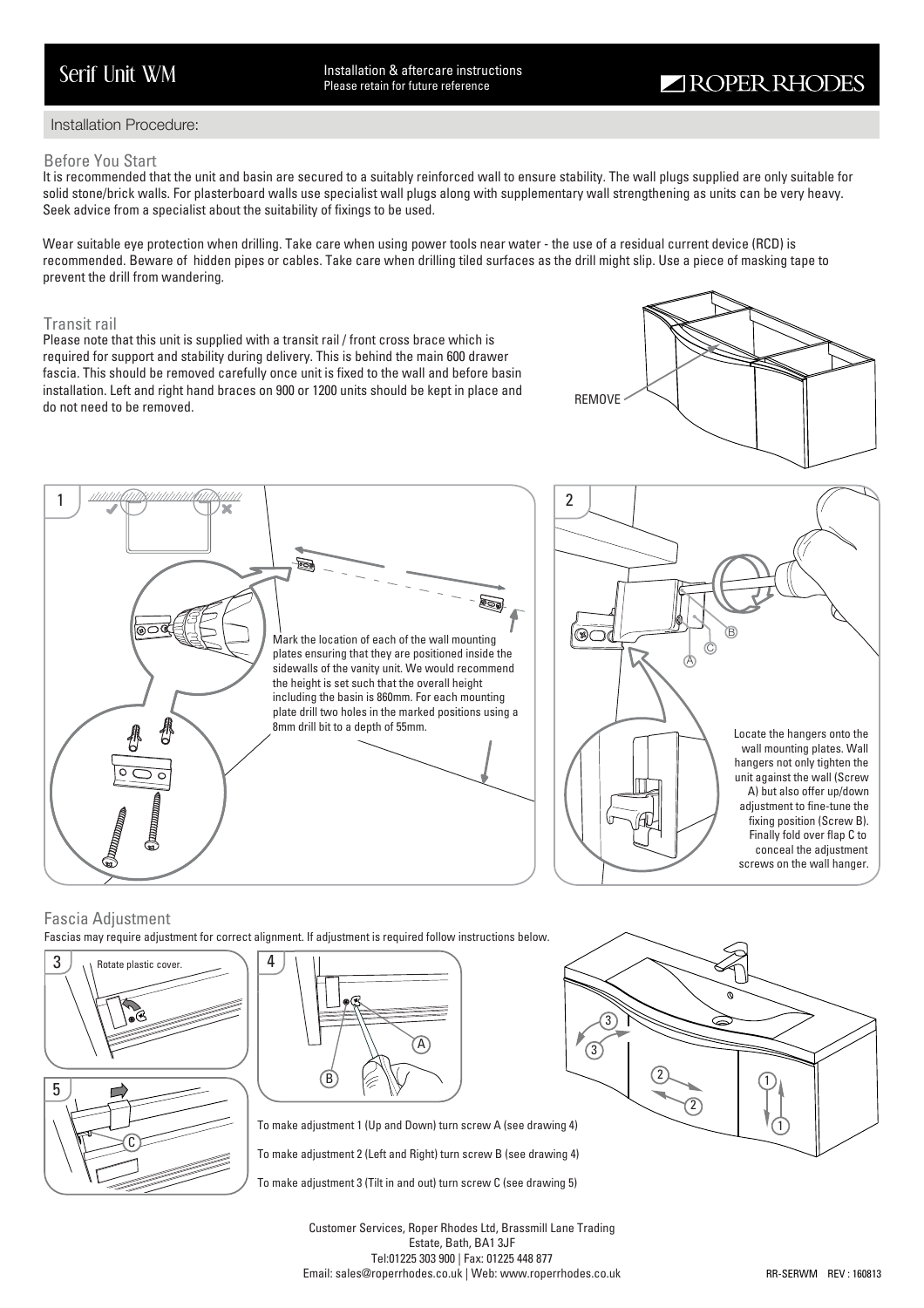# Serif Unit WM

Installation & aftercare instructions
Please retain for future reference

ROPER RHODES

## Installation Procedure:

### Before You Start

It is recommended that the unit and basin are secured to a suitably reinforced wall to ensure stability. The wall plugs supplied are only suitable for solid stone/brick walls. For plasterboard walls use specialist wall plugs along with supplementary wall strengthening as units can be very heavy. Seek advice from a specialist about the suitability of fixings to be used.

Wear suitable eye protection when drilling. Take care when using power tools near water - the use of a residual current device (RCD) is recommended. Beware of hidden pipes or cables. Take care when drilling tiled surfaces as the drill might slip. Use a piece of masking tape to prevent the drill from wandering.

### Transit rail

Please note that this unit is supplied with a transit rail / front cross brace which is required for support and stability during delivery. This is behind the main 600 drawer fascia. This should be removed carefully once unit is fixed to the wall and before basin installation. Left and right hand braces on 900 or 1200 units should be kept in place and do not need to be removed.

REMOVE

**1**

Mark the location of each of the wall mounting plates ensuring that they are positioned inside the sidewalls of the vanity unit. We would recommend the height is set such that the overall height including the basin is 860mm. For each mounting plate drill two holes in the marked positions using a 8mm drill bit to a depth of 55mm.

**2**

Locate the hangers onto the wall mounting plates. Wall hangers not only tighten the unit against the wall (Screw A) but also offer up/down adjustment to fine-tune the fixing position (Screw B). Finally fold over flap C to conceal the adjustment screws on the wall hanger.

### Fascia Adjustment

Fascias may require adjustment for correct alignment. If adjustment is required follow instructions below.

**3** Rotate plastic cover.

**4**

**5**

To make adjustment 1 (Up and Down) turn screw A (see drawing 4)

To make adjustment 2 (Left and Right) turn screw B (see drawing 4)

To make adjustment 3 (Tilt in and out) turn screw C (see drawing 5)

Customer Services, Roper Rhodes Ltd, Brassmill Lane Trading Estate, Bath, BA1 3JF
Tel:01225 303 900 | Fax: 01225 448 877
Email: sales@roperrhodes.co.uk | Web: www.roperrhodes.co.uk

RR-SERWM REV : 160813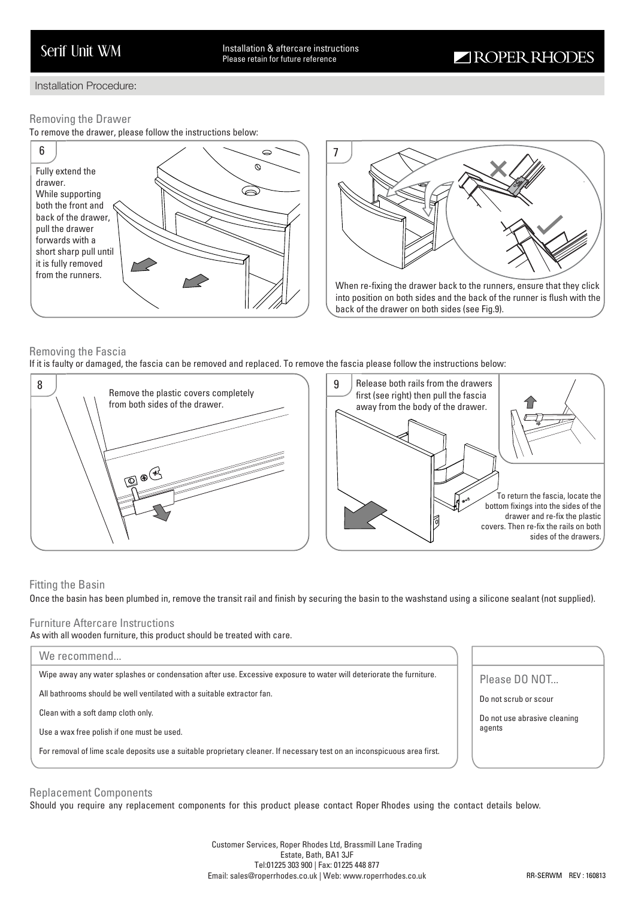# Serif Unit WM

Installation & aftercare instructions
Please retain for future reference

ROPER RHODES

## Installation Procedure:

### Removing the Drawer

To remove the drawer, please follow the instructions below:

6

Fully extend the drawer.
While supporting both the front and back of the drawer, pull the drawer forwards with a short sharp pull until it is fully removed from the runners.

7

When re-fixing the drawer back to the runners, ensure that they click into position on both sides and the back of the runner is flush with the back of the drawer on both sides (see Fig.9).

### Removing the Fascia

If it is faulty or damaged, the fascia can be removed and replaced. To remove the fascia please follow the instructions below:

8

Remove the plastic covers completely from both sides of the drawer.

9

Release both rails from the drawers first (see right) then pull the fascia away from the body of the drawer.

To return the fascia, locate the bottom fixings into the sides of the drawer and re-fix the plastic covers. Then re-fix the rails on both sides of the drawers.

### Fitting the Basin

Once the basin has been plumbed in, remove the transit rail and finish by securing the basin to the washstand using a silicone sealant (not supplied).

### Furniture Aftercare Instructions

As with all wooden furniture, this product should be treated with care.

#### We recommend...

Wipe away any water splashes or condensation after use. Excessive exposure to water will deteriorate the furniture.

All bathrooms should be well ventilated with a suitable extractor fan.

Clean with a soft damp cloth only.

Use a wax free polish if one must be used.

For removal of lime scale deposits use a suitable proprietary cleaner. If necessary test on an inconspicuous area first.

#### Please DO NOT...

Do not scrub or scour

Do not use abrasive cleaning agents

### Replacement Components

Should you require any replacement components for this product please contact Roper Rhodes using the contact details below.

Customer Services, Roper Rhodes Ltd, Brassmill Lane Trading Estate, Bath, BA1 3JF
Tel:01225 303 900 | Fax: 01225 448 877
Email: sales@roperrhodes.co.uk | Web: www.roperrhodes.co.uk

RR-SERWM REV : 160813